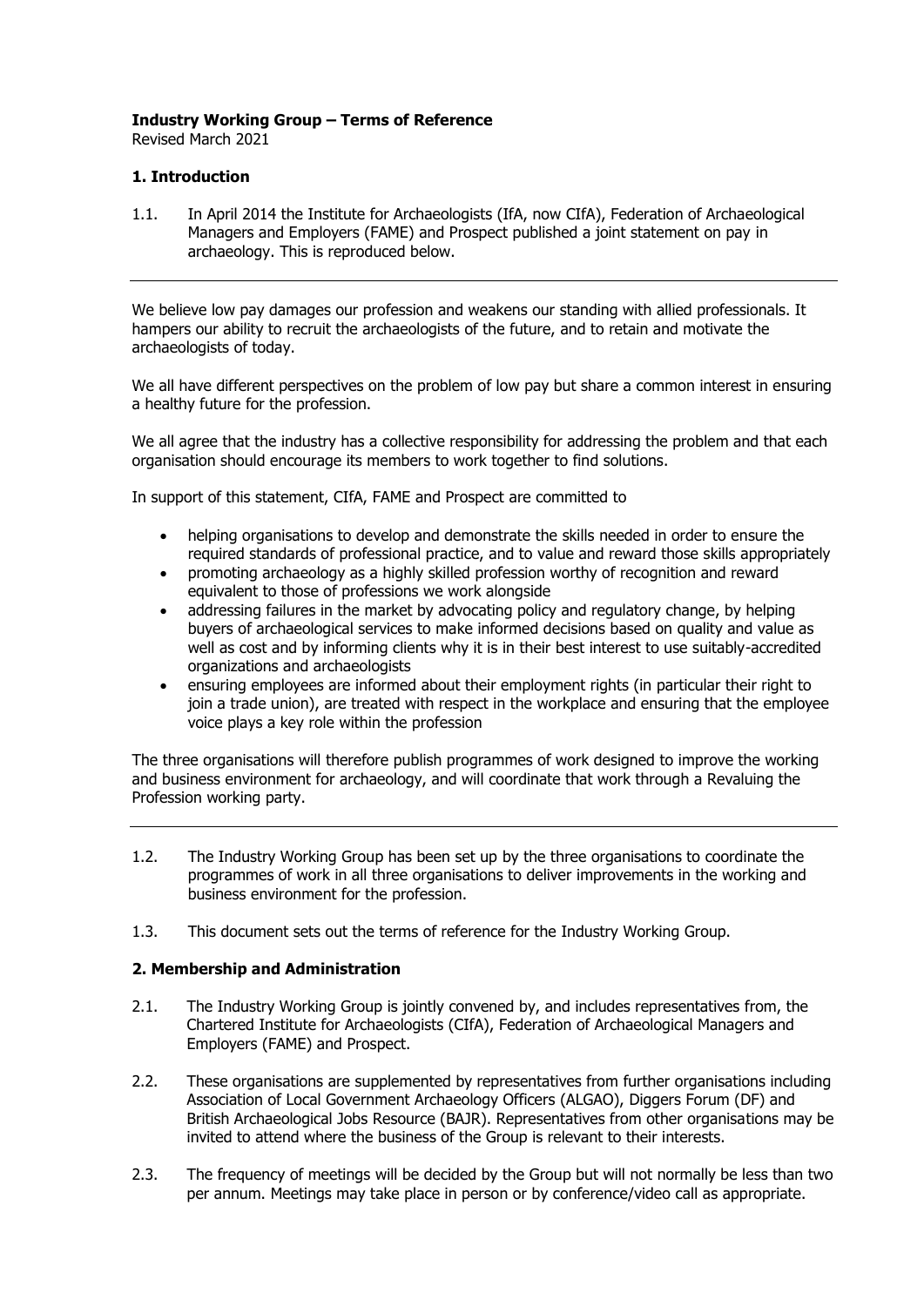**Industry Working Group – Terms of Reference**

Revised March 2021

## 1. Introduction

1.1. In April 2014 the Institute for Archaeologists (IfA, now CIfA), Federation of Archaeological Managers and Employers (FAME) and Prospect published a joint statement on pay in archaeology. This is reproduced below.

---

We believe low pay damages our profession and weakens our standing with allied professionals. It hampers our ability to recruit the archaeologists of the future, and to retain and motivate the archaeologists of today.

We all have different perspectives on the problem of low pay but share a common interest in ensuring a healthy future for the profession.

We all agree that the industry has a collective responsibility for addressing the problem and that each organisation should encourage its members to work together to find solutions.

In support of this statement, CIfA, FAME and Prospect are committed to

- helping organisations to develop and demonstrate the skills needed in order to ensure the required standards of professional practice, and to value and reward those skills appropriately
- promoting archaeology as a highly skilled profession worthy of recognition and reward equivalent to those of professions we work alongside
- addressing failures in the market by advocating policy and regulatory change, by helping buyers of archaeological services to make informed decisions based on quality and value as well as cost and by informing clients why it is in their best interest to use suitably-accredited organizations and archaeologists
- ensuring employees are informed about their employment rights (in particular their right to join a trade union), are treated with respect in the workplace and ensuring that the employee voice plays a key role within the profession

The three organisations will therefore publish programmes of work designed to improve the working and business environment for archaeology, and will coordinate that work through a Revaluing the Profession working party.

---

1.2. The Industry Working Group has been set up by the three organisations to coordinate the programmes of work in all three organisations to deliver improvements in the working and business environment for the profession.

1.3. This document sets out the terms of reference for the Industry Working Group.

## 2. Membership and Administration

2.1. The Industry Working Group is jointly convened by, and includes representatives from, the Chartered Institute for Archaeologists (CIfA), Federation of Archaeological Managers and Employers (FAME) and Prospect.

2.2. These organisations are supplemented by representatives from further organisations including Association of Local Government Archaeology Officers (ALGAO), Diggers Forum (DF) and British Archaeological Jobs Resource (BAJR). Representatives from other organisations may be invited to attend where the business of the Group is relevant to their interests.

2.3. The frequency of meetings will be decided by the Group but will not normally be less than two per annum. Meetings may take place in person or by conference/video call as appropriate.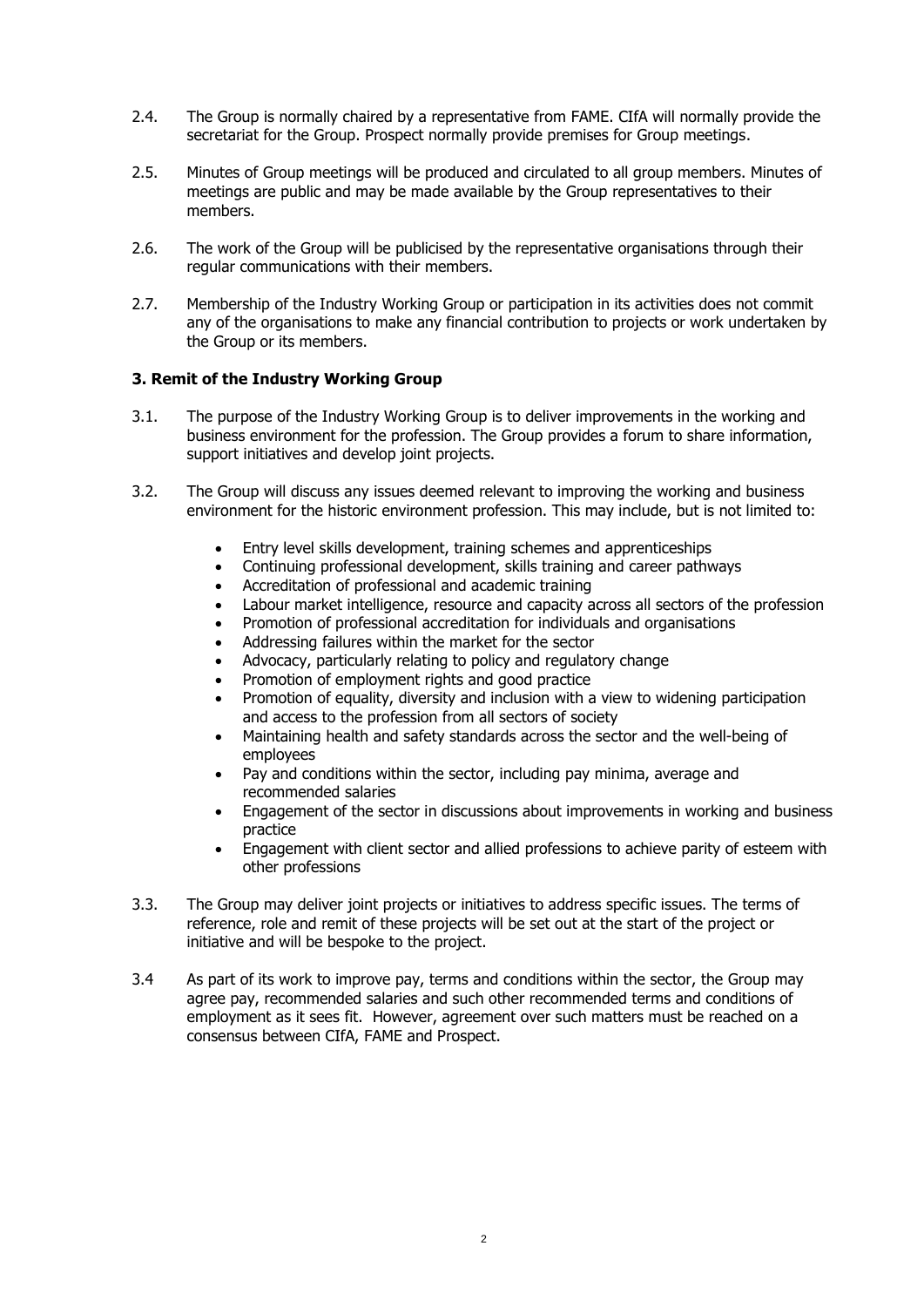2.4. The Group is normally chaired by a representative from FAME. CIfA will normally provide the secretariat for the Group. Prospect normally provide premises for Group meetings.

2.5. Minutes of Group meetings will be produced and circulated to all group members. Minutes of meetings are public and may be made available by the Group representatives to their members.

2.6. The work of the Group will be publicised by the representative organisations through their regular communications with their members.

2.7. Membership of the Industry Working Group or participation in its activities does not commit any of the organisations to make any financial contribution to projects or work undertaken by the Group or its members.

### 3. Remit of the Industry Working Group

3.1. The purpose of the Industry Working Group is to deliver improvements in the working and business environment for the profession. The Group provides a forum to share information, support initiatives and develop joint projects.

3.2. The Group will discuss any issues deemed relevant to improving the working and business environment for the historic environment profession. This may include, but is not limited to:

- Entry level skills development, training schemes and apprenticeships
- Continuing professional development, skills training and career pathways
- Accreditation of professional and academic training
- Labour market intelligence, resource and capacity across all sectors of the profession
- Promotion of professional accreditation for individuals and organisations
- Addressing failures within the market for the sector
- Advocacy, particularly relating to policy and regulatory change
- Promotion of employment rights and good practice
- Promotion of equality, diversity and inclusion with a view to widening participation and access to the profession from all sectors of society
- Maintaining health and safety standards across the sector and the well-being of employees
- Pay and conditions within the sector, including pay minima, average and recommended salaries
- Engagement of the sector in discussions about improvements in working and business practice
- Engagement with client sector and allied professions to achieve parity of esteem with other professions

3.3. The Group may deliver joint projects or initiatives to address specific issues. The terms of reference, role and remit of these projects will be set out at the start of the project or initiative and will be bespoke to the project.

3.4 As part of its work to improve pay, terms and conditions within the sector, the Group may agree pay, recommended salaries and such other recommended terms and conditions of employment as it sees fit. However, agreement over such matters must be reached on a consensus between CIfA, FAME and Prospect.